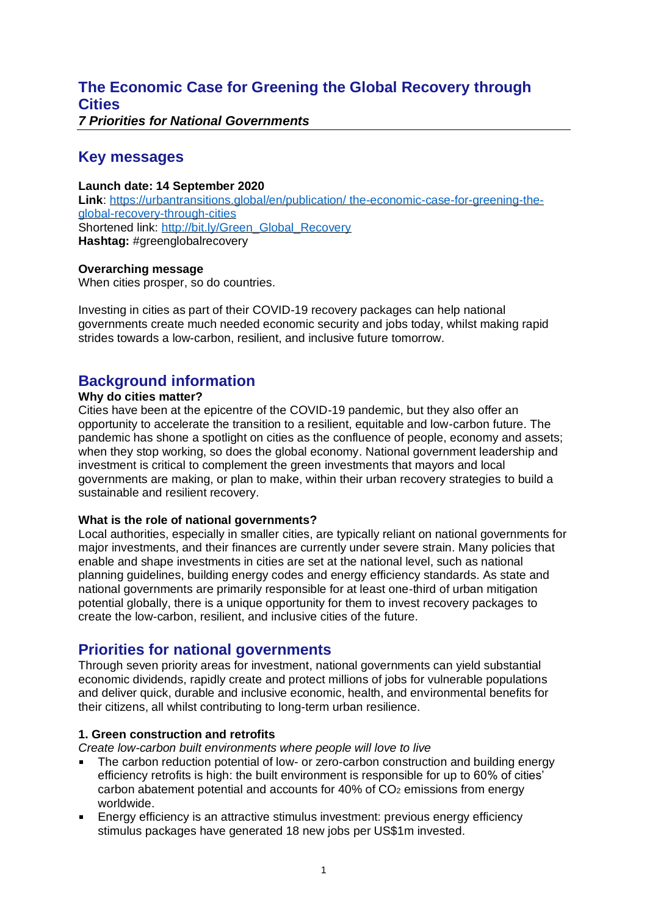# The Economic Case for Greening the Global Recovery through Cities

***7 Priorities for National Governments***

## Key messages

**Launch date: 14 September 2020**
**Link**: https://urbantransitions.global/en/publication/ the-economic-case-for-greening-the-global-recovery-through-cities
Shortened link: http://bit.ly/Green_Global_Recovery
**Hashtag:** #greenglobalrecovery

**Overarching message**
When cities prosper, so do countries.

Investing in cities as part of their COVID-19 recovery packages can help national governments create much needed economic security and jobs today, whilst making rapid strides towards a low-carbon, resilient, and inclusive future tomorrow.

## Background information

**Why do cities matter?**
Cities have been at the epicentre of the COVID-19 pandemic, but they also offer an opportunity to accelerate the transition to a resilient, equitable and low-carbon future. The pandemic has shone a spotlight on cities as the confluence of people, economy and assets; when they stop working, so does the global economy. National government leadership and investment is critical to complement the green investments that mayors and local governments are making, or plan to make, within their urban recovery strategies to build a sustainable and resilient recovery.

**What is the role of national governments?**
Local authorities, especially in smaller cities, are typically reliant on national governments for major investments, and their finances are currently under severe strain. Many policies that enable and shape investments in cities are set at the national level, such as national planning guidelines, building energy codes and energy efficiency standards. As state and national governments are primarily responsible for at least one-third of urban mitigation potential globally, there is a unique opportunity for them to invest recovery packages to create the low-carbon, resilient, and inclusive cities of the future.

## Priorities for national governments

Through seven priority areas for investment, national governments can yield substantial economic dividends, rapidly create and protect millions of jobs for vulnerable populations and deliver quick, durable and inclusive economic, health, and environmental benefits for their citizens, all whilst contributing to long-term urban resilience.

**1. Green construction and retrofits**

*Create low-carbon built environments where people will love to live*

- The carbon reduction potential of low- or zero-carbon construction and building energy efficiency retrofits is high: the built environment is responsible for up to 60% of cities' carbon abatement potential and accounts for 40% of $CO_2$ emissions from energy worldwide.
- Energy efficiency is an attractive stimulus investment: previous energy efficiency stimulus packages have generated 18 new jobs per US$1m invested.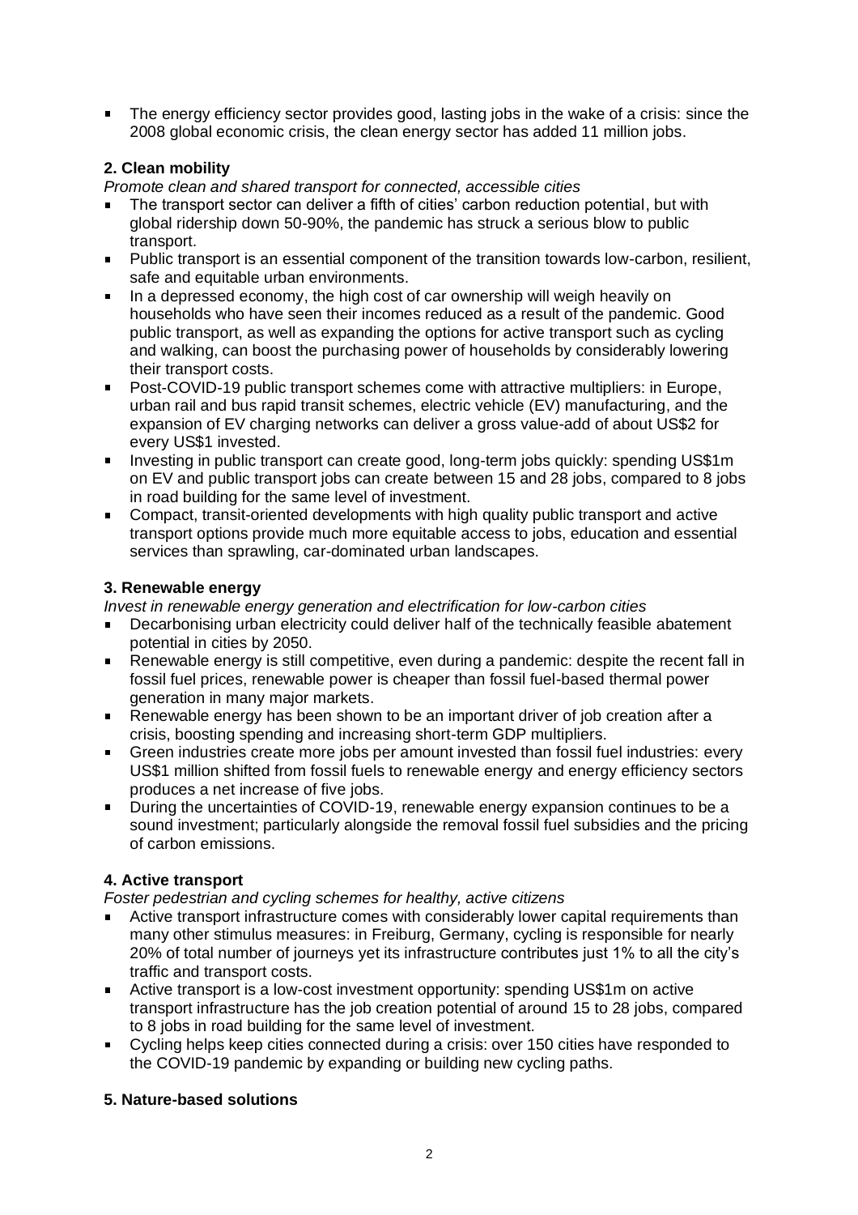- The energy efficiency sector provides good, lasting jobs in the wake of a crisis: since the 2008 global economic crisis, the clean energy sector has added 11 million jobs.

### 2. Clean mobility

*Promote clean and shared transport for connected, accessible cities*

- The transport sector can deliver a fifth of cities' carbon reduction potential, but with global ridership down 50-90%, the pandemic has struck a serious blow to public transport.
- Public transport is an essential component of the transition towards low-carbon, resilient, safe and equitable urban environments.
- In a depressed economy, the high cost of car ownership will weigh heavily on households who have seen their incomes reduced as a result of the pandemic. Good public transport, as well as expanding the options for active transport such as cycling and walking, can boost the purchasing power of households by considerably lowering their transport costs.
- Post-COVID-19 public transport schemes come with attractive multipliers: in Europe, urban rail and bus rapid transit schemes, electric vehicle (EV) manufacturing, and the expansion of EV charging networks can deliver a gross value-add of about US$2 for every US$1 invested.
- Investing in public transport can create good, long-term jobs quickly: spending US$1m on EV and public transport jobs can create between 15 and 28 jobs, compared to 8 jobs in road building for the same level of investment.
- Compact, transit-oriented developments with high quality public transport and active transport options provide much more equitable access to jobs, education and essential services than sprawling, car-dominated urban landscapes.

### 3. Renewable energy

*Invest in renewable energy generation and electrification for low-carbon cities*

- Decarbonising urban electricity could deliver half of the technically feasible abatement potential in cities by 2050.
- Renewable energy is still competitive, even during a pandemic: despite the recent fall in fossil fuel prices, renewable power is cheaper than fossil fuel-based thermal power generation in many major markets.
- Renewable energy has been shown to be an important driver of job creation after a crisis, boosting spending and increasing short-term GDP multipliers.
- Green industries create more jobs per amount invested than fossil fuel industries: every US$1 million shifted from fossil fuels to renewable energy and energy efficiency sectors produces a net increase of five jobs.
- During the uncertainties of COVID-19, renewable energy expansion continues to be a sound investment; particularly alongside the removal fossil fuel subsidies and the pricing of carbon emissions.

### 4. Active transport

*Foster pedestrian and cycling schemes for healthy, active citizens*

- Active transport infrastructure comes with considerably lower capital requirements than many other stimulus measures: in Freiburg, Germany, cycling is responsible for nearly 20% of total number of journeys yet its infrastructure contributes just 1% to all the city's traffic and transport costs.
- Active transport is a low-cost investment opportunity: spending US$1m on active transport infrastructure has the job creation potential of around 15 to 28 jobs, compared to 8 jobs in road building for the same level of investment.
- Cycling helps keep cities connected during a crisis: over 150 cities have responded to the COVID-19 pandemic by expanding or building new cycling paths.

### 5. Nature-based solutions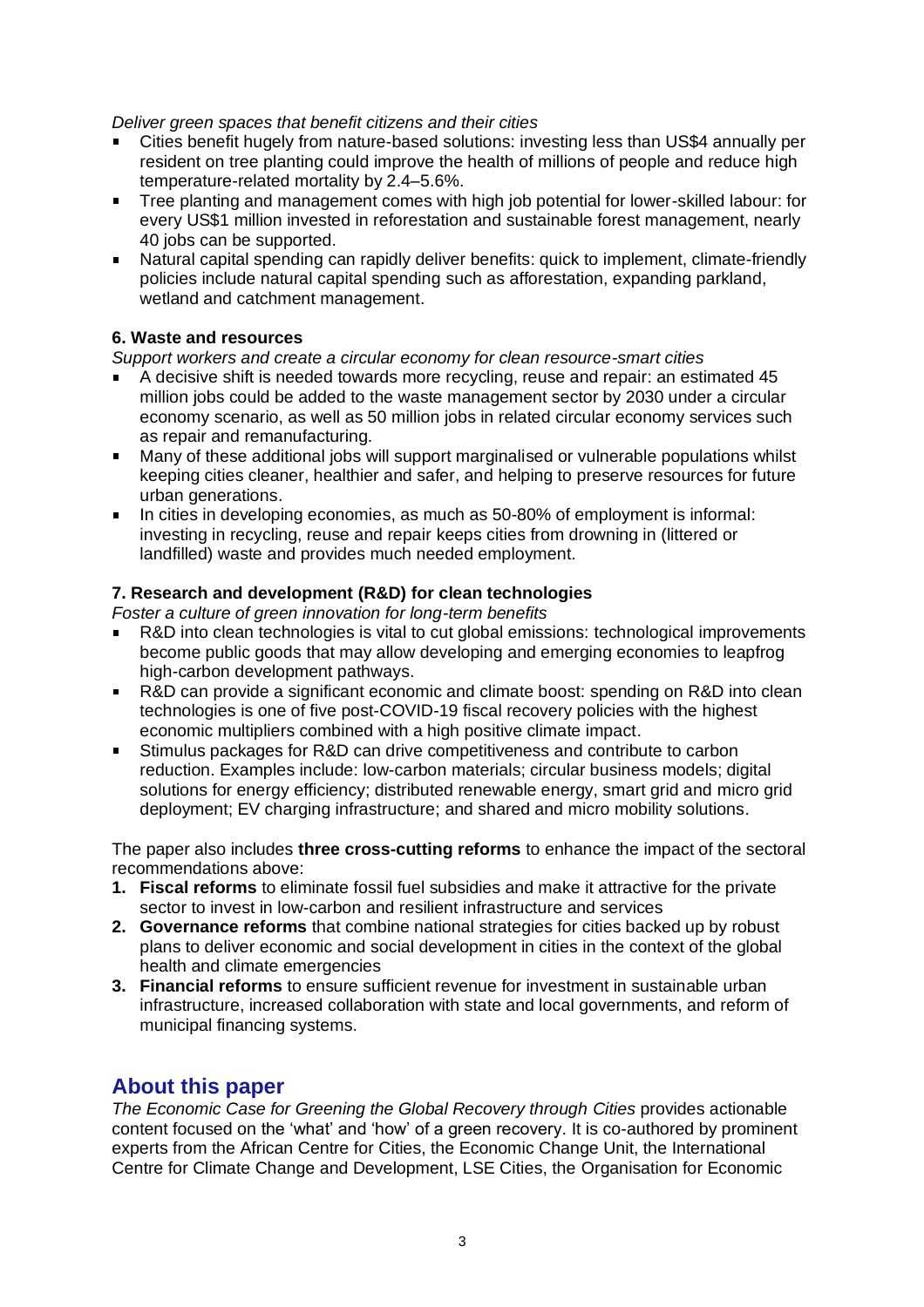*Deliver green spaces that benefit citizens and their cities*

- Cities benefit hugely from nature-based solutions: investing less than US$4 annually per resident on tree planting could improve the health of millions of people and reduce high temperature-related mortality by 2.4–5.6%.
- Tree planting and management comes with high job potential for lower-skilled labour: for every US$1 million invested in reforestation and sustainable forest management, nearly 40 jobs can be supported.
- Natural capital spending can rapidly deliver benefits: quick to implement, climate-friendly policies include natural capital spending such as afforestation, expanding parkland, wetland and catchment management.

**6. Waste and resources**

*Support workers and create a circular economy for clean resource-smart cities*

- A decisive shift is needed towards more recycling, reuse and repair: an estimated 45 million jobs could be added to the waste management sector by 2030 under a circular economy scenario, as well as 50 million jobs in related circular economy services such as repair and remanufacturing.
- Many of these additional jobs will support marginalised or vulnerable populations whilst keeping cities cleaner, healthier and safer, and helping to preserve resources for future urban generations.
- In cities in developing economies, as much as 50-80% of employment is informal: investing in recycling, reuse and repair keeps cities from drowning in (littered or landfilled) waste and provides much needed employment.

**7. Research and development (R&D) for clean technologies**

*Foster a culture of green innovation for long-term benefits*

- R&D into clean technologies is vital to cut global emissions: technological improvements become public goods that may allow developing and emerging economies to leapfrog high-carbon development pathways.
- R&D can provide a significant economic and climate boost: spending on R&D into clean technologies is one of five post-COVID-19 fiscal recovery policies with the highest economic multipliers combined with a high positive climate impact.
- Stimulus packages for R&D can drive competitiveness and contribute to carbon reduction. Examples include: low-carbon materials; circular business models; digital solutions for energy efficiency; distributed renewable energy, smart grid and micro grid deployment; EV charging infrastructure; and shared and micro mobility solutions.

The paper also includes **three cross-cutting reforms** to enhance the impact of the sectoral recommendations above:

1. **Fiscal reforms** to eliminate fossil fuel subsidies and make it attractive for the private sector to invest in low-carbon and resilient infrastructure and services
2. **Governance reforms** that combine national strategies for cities backed up by robust plans to deliver economic and social development in cities in the context of the global health and climate emergencies
3. **Financial reforms** to ensure sufficient revenue for investment in sustainable urban infrastructure, increased collaboration with state and local governments, and reform of municipal financing systems.

## About this paper

*The Economic Case for Greening the Global Recovery through Cities* provides actionable content focused on the 'what' and 'how' of a green recovery. It is co-authored by prominent experts from the African Centre for Cities, the Economic Change Unit, the International Centre for Climate Change and Development, LSE Cities, the Organisation for Economic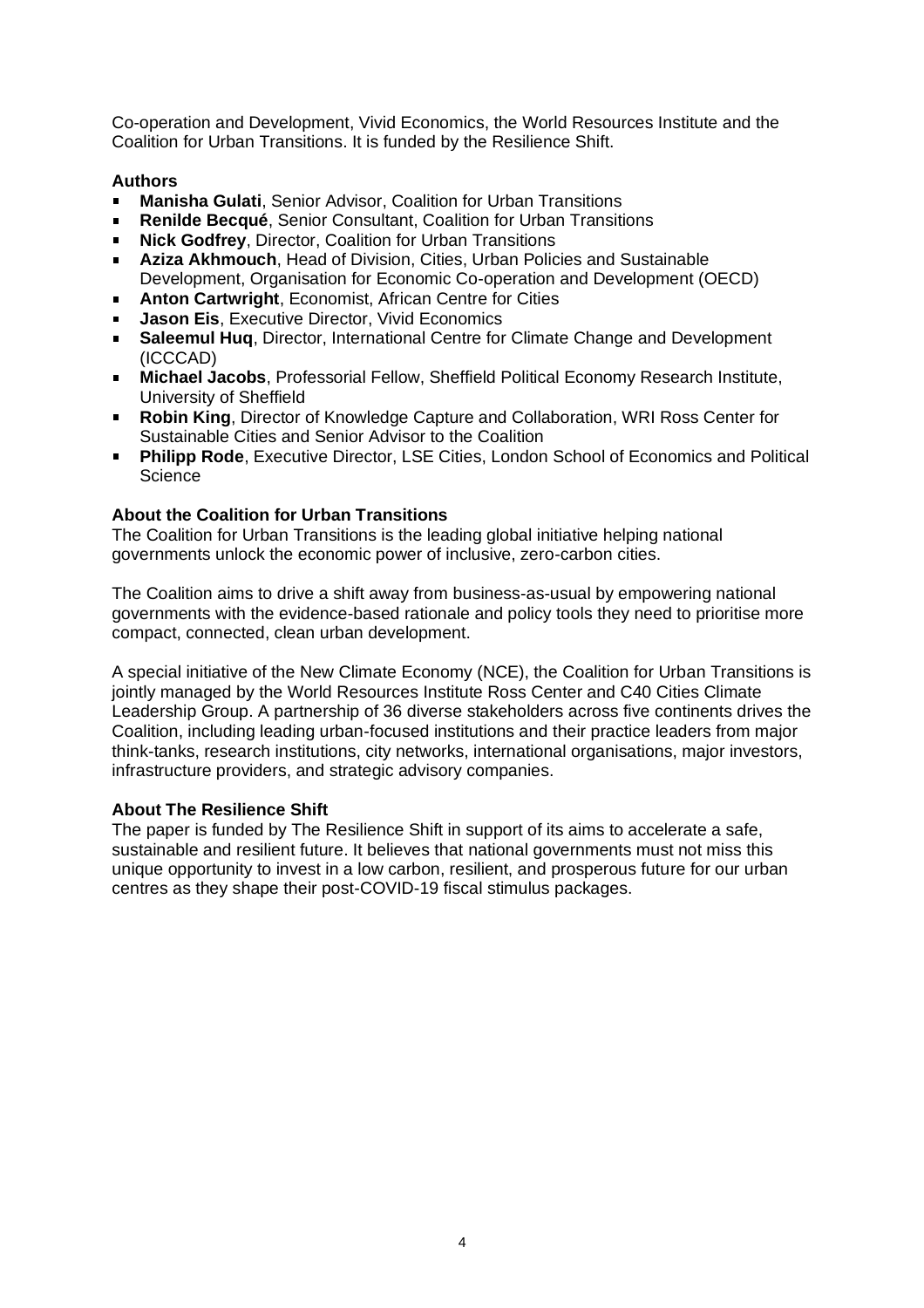Co-operation and Development, Vivid Economics, the World Resources Institute and the Coalition for Urban Transitions. It is funded by the Resilience Shift.

**Authors**

- **Manisha Gulati**, Senior Advisor, Coalition for Urban Transitions
- **Renilde Becqué**, Senior Consultant, Coalition for Urban Transitions
- **Nick Godfrey**, Director, Coalition for Urban Transitions
- **Aziza Akhmouch**, Head of Division, Cities, Urban Policies and Sustainable Development, Organisation for Economic Co-operation and Development (OECD)
- **Anton Cartwright**, Economist, African Centre for Cities
- **Jason Eis**, Executive Director, Vivid Economics
- **Saleemul Huq**, Director, International Centre for Climate Change and Development (ICCCAD)
- **Michael Jacobs**, Professorial Fellow, Sheffield Political Economy Research Institute, University of Sheffield
- **Robin King**, Director of Knowledge Capture and Collaboration, WRI Ross Center for Sustainable Cities and Senior Advisor to the Coalition
- **Philipp Rode**, Executive Director, LSE Cities, London School of Economics and Political Science

**About the Coalition for Urban Transitions**

The Coalition for Urban Transitions is the leading global initiative helping national governments unlock the economic power of inclusive, zero-carbon cities.

The Coalition aims to drive a shift away from business-as-usual by empowering national governments with the evidence-based rationale and policy tools they need to prioritise more compact, connected, clean urban development.

A special initiative of the New Climate Economy (NCE), the Coalition for Urban Transitions is jointly managed by the World Resources Institute Ross Center and C40 Cities Climate Leadership Group. A partnership of 36 diverse stakeholders across five continents drives the Coalition, including leading urban-focused institutions and their practice leaders from major think-tanks, research institutions, city networks, international organisations, major investors, infrastructure providers, and strategic advisory companies.

**About The Resilience Shift**

The paper is funded by The Resilience Shift in support of its aims to accelerate a safe, sustainable and resilient future. It believes that national governments must not miss this unique opportunity to invest in a low carbon, resilient, and prosperous future for our urban centres as they shape their post-COVID-19 fiscal stimulus packages.